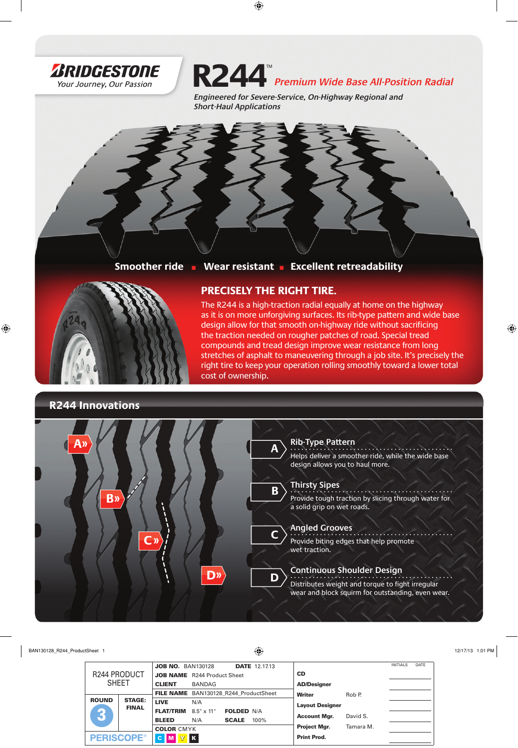BRIDGESTONE
*Your Journey, Our Passion*

# R244™ *Premium Wide Base All-Position Radial*

*Engineered for Severe-Service, On-Highway Regional and Short-Haul Applications*

**Smoother ride ▪ Wear resistant ▪ Excellent retreadability**

## PRECISELY THE RIGHT TIRE.

The R244 is a high-traction radial equally at home on the highway as it is on more unforgiving surfaces. Its rib-type pattern and wide base design allow for that smooth on-highway ride without sacrificing the traction needed on rougher patches of road. Special tread compounds and tread design improve wear resistance from long stretches of asphalt to maneuvering through a job site. It's precisely the right tire to keep your operation rolling smoothly toward a lower total cost of ownership.

## R244 Innovations

**A — Rib-Type Pattern**
Helps deliver a smoother ride, while the wide base design allows you to haul more.

**B — Thirsty Sipes**
Provide tough traction by slicing through water for a solid grip on wet roads.

**C — Angled Grooves**
Provide biting edges that help promote wet traction.

**D — Continuous Shoulder Design**
Distributes weight and torque to fight irregular wear and block squirm for outstanding, even wear.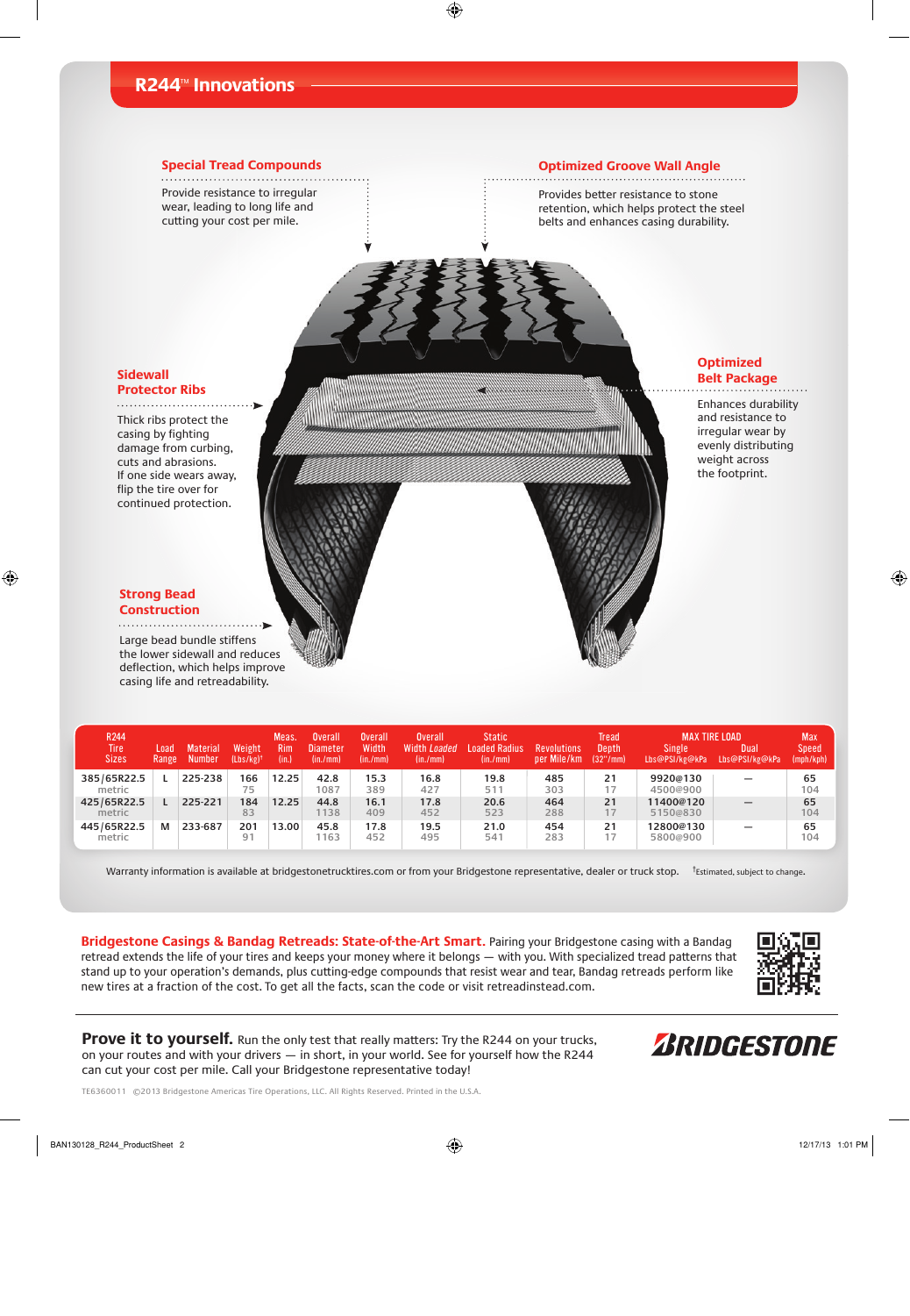## R244™ Innovations

### Special Tread Compounds

Provide resistance to irregular wear, leading to long life and cutting your cost per mile.

### Optimized Groove Wall Angle

Provides better resistance to stone retention, which helps protect the steel belts and enhances casing durability.

### Sidewall Protector Ribs

Thick ribs protect the casing by fighting damage from curbing, cuts and abrasions.
If one side wears away, flip the tire over for continued protection.

### Optimized Belt Package

Enhances durability and resistance to irregular wear by evenly distributing weight across the footprint.

### Strong Bead Construction

Large bead bundle stiffens the lower sidewall and reduces deflection, which helps improve casing life and retreadability.

| R244 Tire Sizes | Load Range | Material Number | Weight (Lbs/kg)† | Meas. Rim (in.) | Overall Diameter (in./mm) | Overall Width (in./mm) | Overall Width *Loaded* (in./mm) | Static Loaded Radius (in./mm) | Revolutions per Mile/km | Tread Depth (32"/mm) | MAX TIRE LOAD Single Lbs@PSI/kg@kPa | MAX TIRE LOAD Dual Lbs@PSI/kg@kPa | Max Speed (mph/kph) |
|---|---|---|---|---|---|---|---|---|---|---|---|---|---|
| 385/65R22.5 metric | L | 225-238 | 166 75 | 12.25 | 42.8 1087 | 15.3 389 | 16.8 427 | 19.8 511 | 485 303 | 21 17 | 9920@130 4500@900 | — | 65 104 |
| 425/65R22.5 metric | L | 225-221 | 184 83 | 12.25 | 44.8 1138 | 16.1 409 | 17.8 452 | 20.6 523 | 464 288 | 21 17 | 11400@120 5150@830 | — | 65 104 |
| 445/65R22.5 metric | M | 233-687 | 201 91 | 13.00 | 45.8 1163 | 17.8 452 | 19.5 495 | 21.0 541 | 454 283 | 21 17 | 12800@130 5800@900 | — | 65 104 |

Warranty information is available at bridgestonetrucktires.com or from your Bridgestone representative, dealer or truck stop. †Estimated, subject to change.

**Bridgestone Casings & Bandag Retreads: State-of-the-Art Smart.** Pairing your Bridgestone casing with a Bandag retread extends the life of your tires and keeps your money where it belongs — with you. With specialized tread patterns that stand up to your operation's demands, plus cutting-edge compounds that resist wear and tear, Bandag retreads perform like new tires at a fraction of the cost. To get all the facts, scan the code or visit retreadinstead.com.

**Prove it to yourself.** Run the only test that really matters: Try the R244 on your trucks, on your routes and with your drivers — in short, in your world. See for yourself how the R244 can cut your cost per mile. Call your Bridgestone representative today!

BRIDGESTONE

TE6360011 ©2013 Bridgestone Americas Tire Operations, LLC. All Rights Reserved. Printed in the U.S.A.